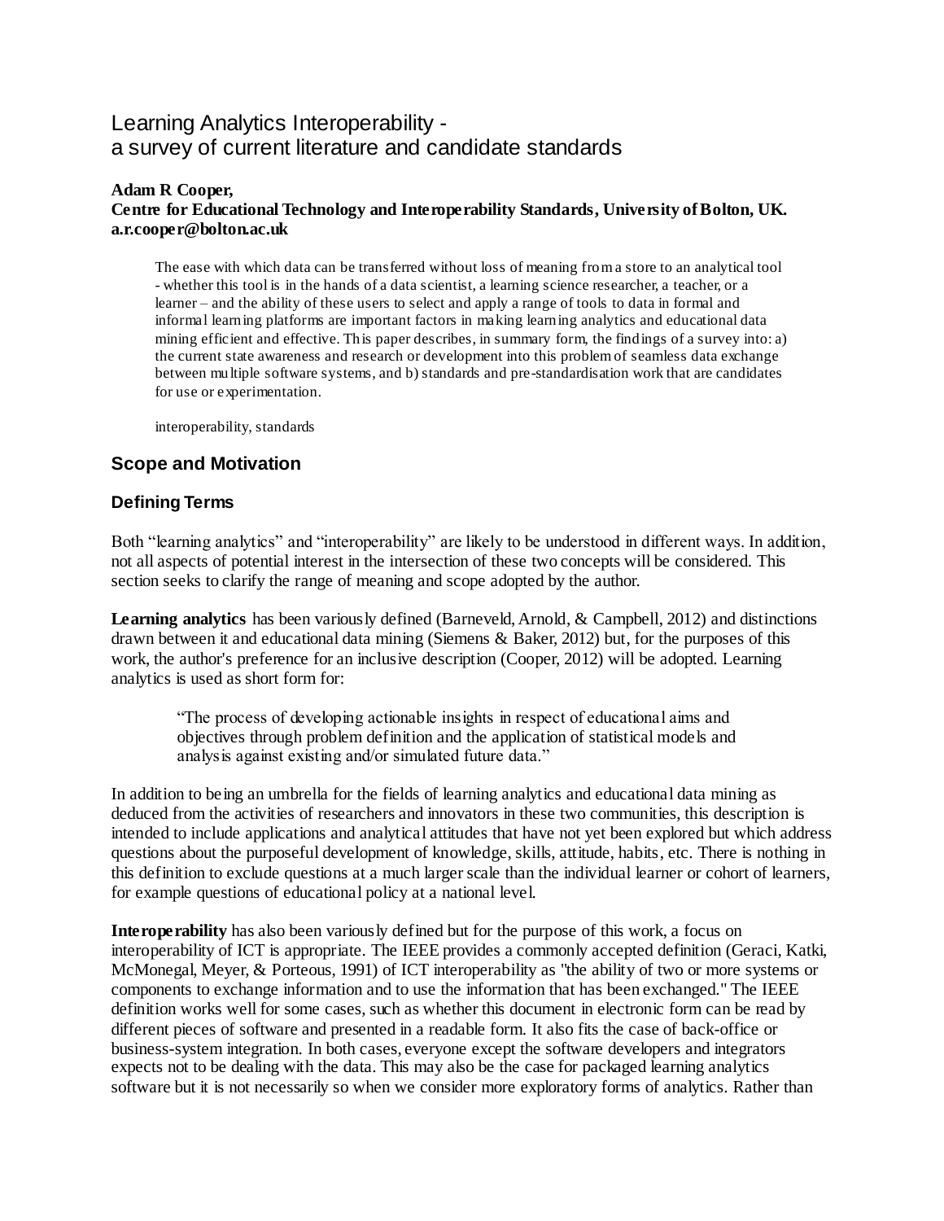# Learning Analytics Interoperability - a survey of current literature and candidate standards

**Adam R Cooper,**
**Centre for Educational Technology and Interoperability Standards, University of Bolton, UK.**
**a.r.cooper@bolton.ac.uk**

> The ease with which data can be transferred without loss of meaning from a store to an analytical tool - whether this tool is in the hands of a data scientist, a learning science researcher, a teacher, or a learner – and the ability of these users to select and apply a range of tools to data in formal and informal learning platforms are important factors in making learning analytics and educational data mining efficient and effective. This paper describes, in summary form, the findings of a survey into: a) the current state awareness and research or development into this problem of seamless data exchange between multiple software systems, and b) standards and pre-standardisation work that are candidates for use or experimentation.
>
> interoperability, standards

## Scope and Motivation

### Defining Terms

Both "learning analytics" and "interoperability" are likely to be understood in different ways. In addition, not all aspects of potential interest in the intersection of these two concepts will be considered. This section seeks to clarify the range of meaning and scope adopted by the author.

**Learning analytics** has been variously defined (Barneveld, Arnold, & Campbell, 2012) and distinctions drawn between it and educational data mining (Siemens & Baker, 2012) but, for the purposes of this work, the author's preference for an inclusive description (Cooper, 2012) will be adopted. Learning analytics is used as short form for:

> "The process of developing actionable insights in respect of educational aims and objectives through problem definition and the application of statistical models and analysis against existing and/or simulated future data."

In addition to being an umbrella for the fields of learning analytics and educational data mining as deduced from the activities of researchers and innovators in these two communities, this description is intended to include applications and analytical attitudes that have not yet been explored but which address questions about the purposeful development of knowledge, skills, attitude, habits, etc. There is nothing in this definition to exclude questions at a much larger scale than the individual learner or cohort of learners, for example questions of educational policy at a national level.

**Interoperability** has also been variously defined but for the purpose of this work, a focus on interoperability of ICT is appropriate. The IEEE provides a commonly accepted definition (Geraci, Katki, McMonegal, Meyer, & Porteous, 1991) of ICT interoperability as "the ability of two or more systems or components to exchange information and to use the information that has been exchanged." The IEEE definition works well for some cases, such as whether this document in electronic form can be read by different pieces of software and presented in a readable form. It also fits the case of back-office or business-system integration. In both cases, everyone except the software developers and integrators expects not to be dealing with the data. This may also be the case for packaged learning analytics software but it is not necessarily so when we consider more exploratory forms of analytics. Rather than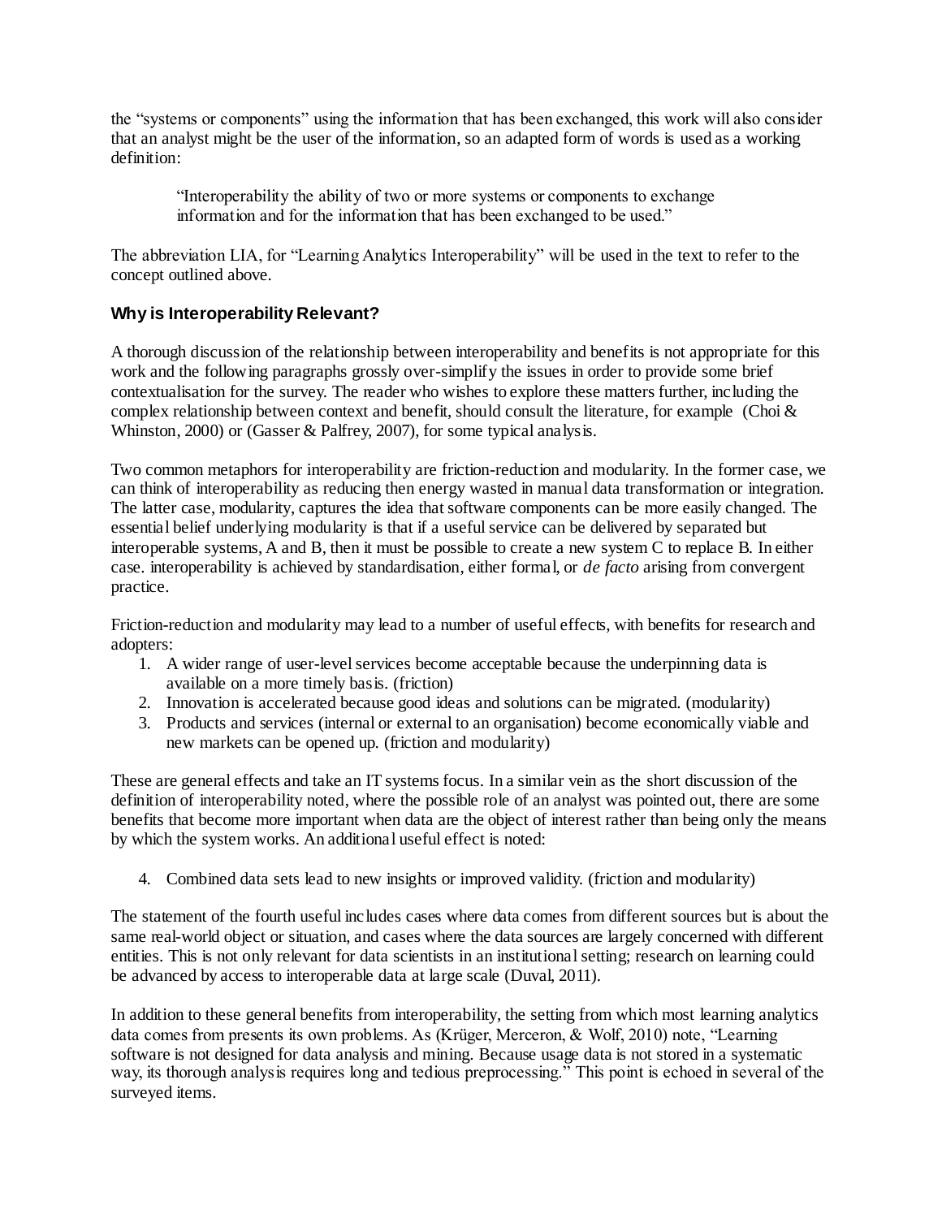the "systems or components" using the information that has been exchanged, this work will also consider that an analyst might be the user of the information, so an adapted form of words is used as a working definition:

> "Interoperability the ability of two or more systems or components to exchange information and for the information that has been exchanged to be used."

The abbreviation LIA, for "Learning Analytics Interoperability" will be used in the text to refer to the concept outlined above.

### Why is Interoperability Relevant?

A thorough discussion of the relationship between interoperability and benefits is not appropriate for this work and the following paragraphs grossly over-simplify the issues in order to provide some brief contextualisation for the survey. The reader who wishes to explore these matters further, including the complex relationship between context and benefit, should consult the literature, for example (Choi & Whinston, 2000) or (Gasser & Palfrey, 2007), for some typical analysis.

Two common metaphors for interoperability are friction-reduction and modularity. In the former case, we can think of interoperability as reducing then energy wasted in manual data transformation or integration. The latter case, modularity, captures the idea that software components can be more easily changed. The essential belief underlying modularity is that if a useful service can be delivered by separated but interoperable systems, A and B, then it must be possible to create a new system C to replace B. In either case. interoperability is achieved by standardisation, either formal, or *de facto* arising from convergent practice.

Friction-reduction and modularity may lead to a number of useful effects, with benefits for research and adopters:

1. A wider range of user-level services become acceptable because the underpinning data is available on a more timely basis. (friction)
2. Innovation is accelerated because good ideas and solutions can be migrated. (modularity)
3. Products and services (internal or external to an organisation) become economically viable and new markets can be opened up. (friction and modularity)

These are general effects and take an IT systems focus. In a similar vein as the short discussion of the definition of interoperability noted, where the possible role of an analyst was pointed out, there are some benefits that become more important when data are the object of interest rather than being only the means by which the system works. An additional useful effect is noted:

4. Combined data sets lead to new insights or improved validity. (friction and modularity)

The statement of the fourth useful includes cases where data comes from different sources but is about the same real-world object or situation, and cases where the data sources are largely concerned with different entities. This is not only relevant for data scientists in an institutional setting; research on learning could be advanced by access to interoperable data at large scale (Duval, 2011).

In addition to these general benefits from interoperability, the setting from which most learning analytics data comes from presents its own problems. As (Krüger, Merceron, & Wolf, 2010) note, "Learning software is not designed for data analysis and mining. Because usage data is not stored in a systematic way, its thorough analysis requires long and tedious preprocessing." This point is echoed in several of the surveyed items.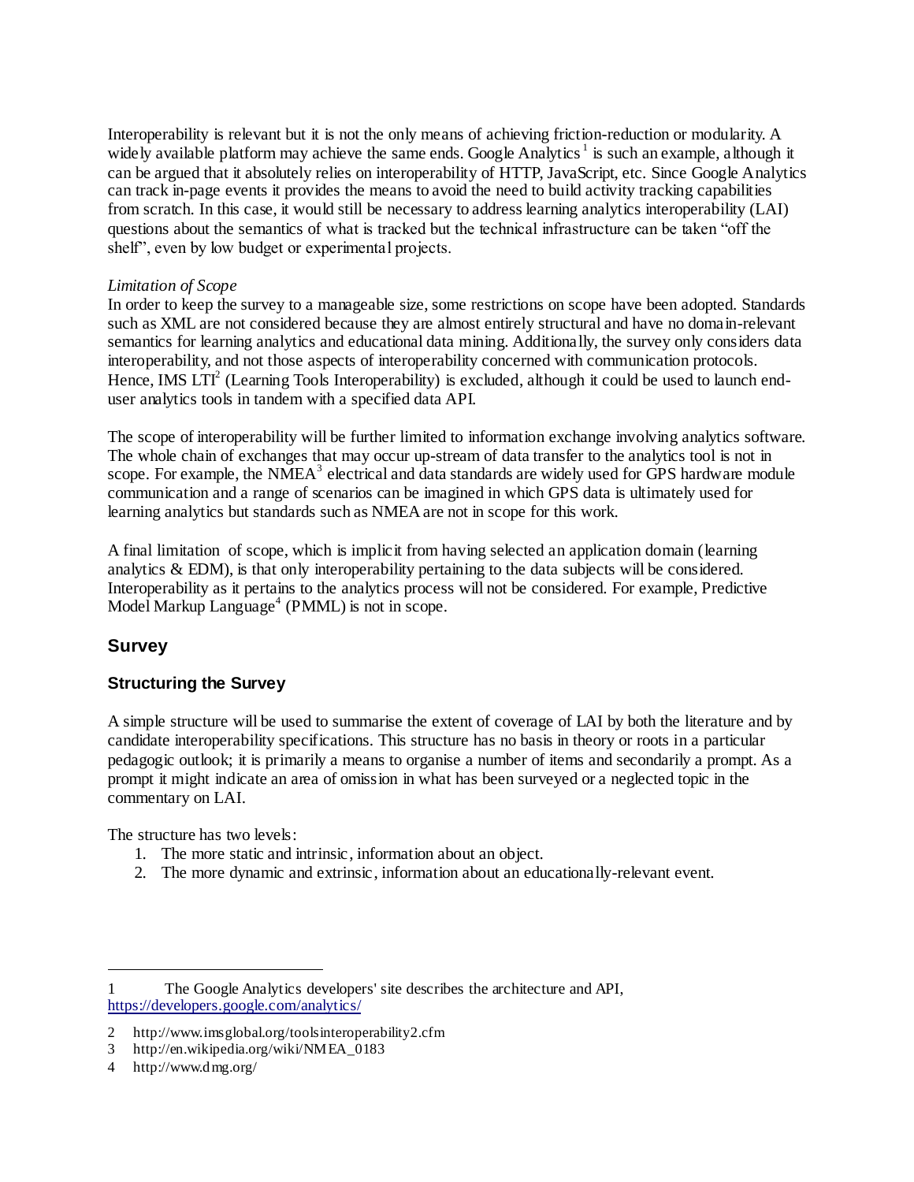Interoperability is relevant but it is not the only means of achieving friction-reduction or modularity. A widely available platform may achieve the same ends. Google Analytics [1] is such an example, although it can be argued that it absolutely relies on interoperability of HTTP, JavaScript, etc. Since Google Analytics can track in-page events it provides the means to avoid the need to build activity tracking capabilities from scratch. In this case, it would still be necessary to address learning analytics interoperability (LAI) questions about the semantics of what is tracked but the technical infrastructure can be taken "off the shelf", even by low budget or experimental projects.

*Limitation of Scope*

In order to keep the survey to a manageable size, some restrictions on scope have been adopted. Standards such as XML are not considered because they are almost entirely structural and have no domain-relevant semantics for learning analytics and educational data mining. Additionally, the survey only considers data interoperability, and not those aspects of interoperability concerned with communication protocols. Hence, IMS LTI[2] (Learning Tools Interoperability) is excluded, although it could be used to launch end-user analytics tools in tandem with a specified data API.

The scope of interoperability will be further limited to information exchange involving analytics software. The whole chain of exchanges that may occur up-stream of data transfer to the analytics tool is not in scope. For example, the NMEA[3] electrical and data standards are widely used for GPS hardware module communication and a range of scenarios can be imagined in which GPS data is ultimately used for learning analytics but standards such as NMEA are not in scope for this work.

A final limitation of scope, which is implicit from having selected an application domain (learning analytics & EDM), is that only interoperability pertaining to the data subjects will be considered. Interoperability as it pertains to the analytics process will not be considered. For example, Predictive Model Markup Language[4] (PMML) is not in scope.

## Survey

### Structuring the Survey

A simple structure will be used to summarise the extent of coverage of LAI by both the literature and by candidate interoperability specifications. This structure has no basis in theory or roots in a particular pedagogic outlook; it is primarily a means to organise a number of items and secondarily a prompt. As a prompt it might indicate an area of omission in what has been surveyed or a neglected topic in the commentary on LAI.

The structure has two levels:

1. The more static and intrinsic, information about an object.
2. The more dynamic and extrinsic, information about an educationally-relevant event.

---

1 The Google Analytics developers' site describes the architecture and API, https://developers.google.com/analytics/

2 http://www.imsglobal.org/toolsinteroperability2.cfm

3 http://en.wikipedia.org/wiki/NMEA_0183

4 http://www.dmg.org/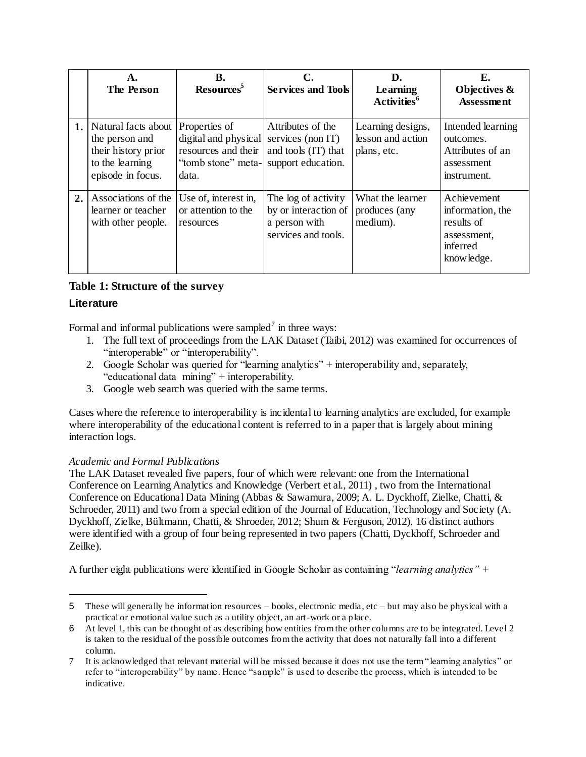|  | A. The Person | B. Resources[5] | C. Services and Tools | D. Learning Activities[6] | E. Objectives & Assessment |
|---|---|---|---|---|---|
| **1.** | Natural facts about the person and their history prior to the learning episode in focus. | Properties of digital and physical resources and their "tomb stone" meta-data. | Attributes of the services (non IT) and tools (IT) that support education. | Learning designs, lesson and action plans, etc. | Intended learning outcomes. Attributes of an assessment instrument. |
| **2.** | Associations of the learner or teacher with other people. | Use of, interest in, or attention to the resources | The log of activity by or interaction of a person with services and tools. | What the learner produces (any medium). | Achievement information, the results of assessment, inferred knowledge. |

**Table 1: Structure of the survey**

### Literature

Formal and informal publications were sampled[7] in three ways:

1. The full text of proceedings from the LAK Dataset (Taibi, 2012) was examined for occurrences of "interoperable" or "interoperability".
2. Google Scholar was queried for "learning analytics" + interoperability and, separately, "educational data mining" + interoperability.
3. Google web search was queried with the same terms.

Cases where the reference to interoperability is incidental to learning analytics are excluded, for example where interoperability of the educational content is referred to in a paper that is largely about mining interaction logs.

*Academic and Formal Publications*

The LAK Dataset revealed five papers, four of which were relevant: one from the International Conference on Learning Analytics and Knowledge (Verbert et al., 2011) , two from the International Conference on Educational Data Mining (Abbas & Sawamura, 2009; A. L. Dyckhoff, Zielke, Chatti, & Schroeder, 2011) and two from a special edition of the Journal of Education, Technology and Society (A. Dyckhoff, Zielke, Bültmann, Chatti, & Shroeder, 2012; Shum & Ferguson, 2012). 16 distinct authors were identified with a group of four being represented in two papers (Chatti, Dyckhoff, Schroeder and Zeilke).

A further eight publications were identified in Google Scholar as containing "*learning analytics"* +

---

5 These will generally be information resources – books, electronic media, etc – but may also be physical with a practical or emotional value such as a utility object, an art-work or a place.

6 At level 1, this can be thought of as describing how entities from the other columns are to be integrated. Level 2 is taken to the residual of the possible outcomes from the activity that does not naturally fall into a different column.

7 It is acknowledged that relevant material will be missed because it does not use the term "learning analytics" or refer to "interoperability" by name. Hence "sample" is used to describe the process, which is intended to be indicative.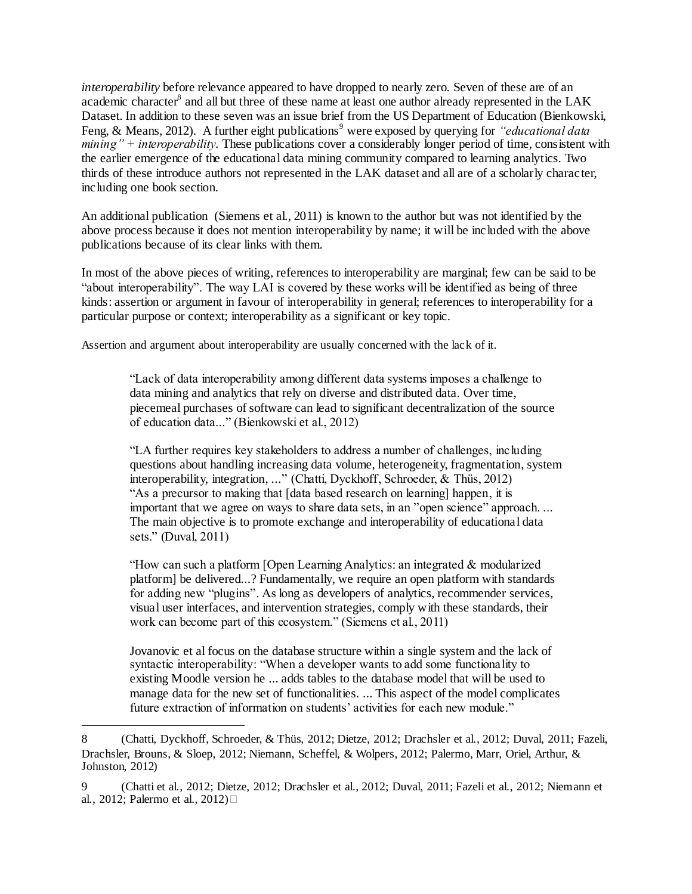*interoperability* before relevance appeared to have dropped to nearly zero. Seven of these are of an academic character[8] and all but three of these name at least one author already represented in the LAK Dataset. In addition to these seven was an issue brief from the US Department of Education (Bienkowski, Feng, & Means, 2012). A further eight publications[9] were exposed by querying for *"educational data mining"* + *interoperability*. These publications cover a considerably longer period of time, consistent with the earlier emergence of the educational data mining community compared to learning analytics. Two thirds of these introduce authors not represented in the LAK dataset and all are of a scholarly character, including one book section.

An additional publication (Siemens et al., 2011) is known to the author but was not identified by the above process because it does not mention interoperability by name; it will be included with the above publications because of its clear links with them.

In most of the above pieces of writing, references to interoperability are marginal; few can be said to be "about interoperability". The way LAI is covered by these works will be identified as being of three kinds: assertion or argument in favour of interoperability in general; references to interoperability for a particular purpose or context; interoperability as a significant or key topic.

Assertion and argument about interoperability are usually concerned with the lack of it.

> "Lack of data interoperability among different data systems imposes a challenge to data mining and analytics that rely on diverse and distributed data. Over time, piecemeal purchases of software can lead to significant decentralization of the source of education data..." (Bienkowski et al., 2012)
>
> "LA further requires key stakeholders to address a number of challenges, including questions about handling increasing data volume, heterogeneity, fragmentation, system interoperability, integration, ..." (Chatti, Dyckhoff, Schroeder, & Thüs, 2012)
> "As a precursor to making that [data based research on learning] happen, it is important that we agree on ways to share data sets, in an "open science" approach. ... The main objective is to promote exchange and interoperability of educational data sets." (Duval, 2011)
>
> "How can such a platform [Open Learning Analytics: an integrated & modularized platform] be delivered...? Fundamentally, we require an open platform with standards for adding new "plugins". As long as developers of analytics, recommender services, visual user interfaces, and intervention strategies, comply with these standards, their work can become part of this ecosystem." (Siemens et al., 2011)
>
> Jovanovic et al focus on the database structure within a single system and the lack of syntactic interoperability: "When a developer wants to add some functionality to existing Moodle version he ... adds tables to the database model that will be used to manage data for the new set of functionalities. ... This aspect of the model complicates future extraction of information on students' activities for each new module."

---

8 (Chatti, Dyckhoff, Schroeder, & Thüs, 2012; Dietze, 2012; Drachsler et al., 2012; Duval, 2011; Fazeli, Drachsler, Brouns, & Sloep, 2012; Niemann, Scheffel, & Wolpers, 2012; Palermo, Marr, Oriel, Arthur, & Johnston, 2012)

9 (Chatti et al., 2012; Dietze, 2012; Drachsler et al., 2012; Duval, 2011; Fazeli et al., 2012; Niemann et al., 2012; Palermo et al., 2012)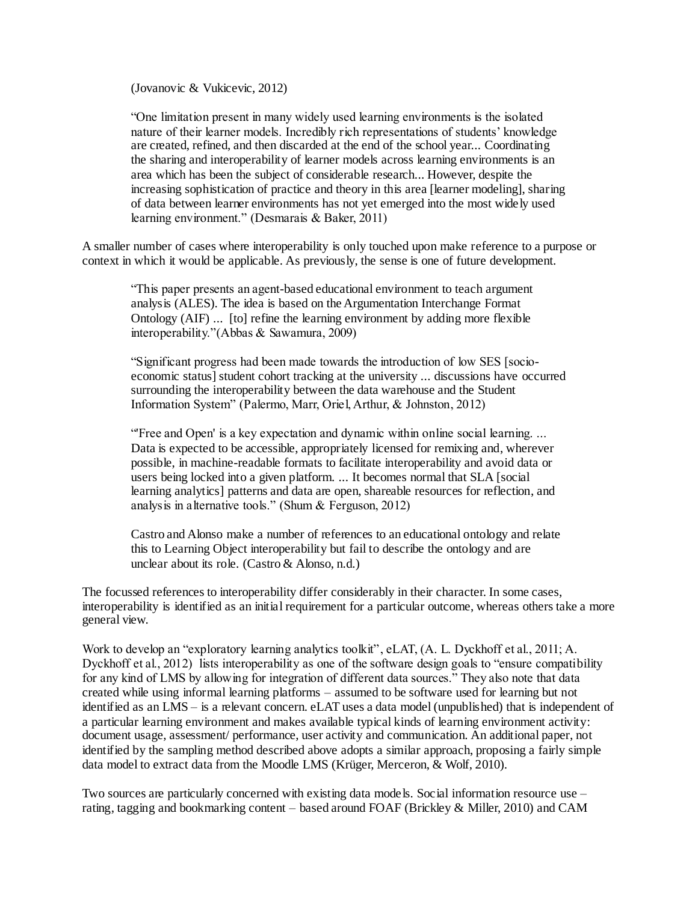> (Jovanovic & Vukicevic, 2012)

> "One limitation present in many widely used learning environments is the isolated nature of their learner models. Incredibly rich representations of students' knowledge are created, refined, and then discarded at the end of the school year... Coordinating the sharing and interoperability of learner models across learning environments is an area which has been the subject of considerable research... However, despite the increasing sophistication of practice and theory in this area [learner modeling], sharing of data between learner environments has not yet emerged into the most widely used learning environment." (Desmarais & Baker, 2011)

A smaller number of cases where interoperability is only touched upon make reference to a purpose or context in which it would be applicable. As previously, the sense is one of future development.

> "This paper presents an agent-based educational environment to teach argument analysis (ALES). The idea is based on the Argumentation Interchange Format Ontology (AIF) ... [to] refine the learning environment by adding more flexible interoperability."(Abbas & Sawamura, 2009)

> "Significant progress had been made towards the introduction of low SES [socio-economic status] student cohort tracking at the university ... discussions have occurred surrounding the interoperability between the data warehouse and the Student Information System" (Palermo, Marr, Oriel, Arthur, & Johnston, 2012)

> "'Free and Open' is a key expectation and dynamic within online social learning. ... Data is expected to be accessible, appropriately licensed for remixing and, wherever possible, in machine-readable formats to facilitate interoperability and avoid data or users being locked into a given platform. ... It becomes normal that SLA [social learning analytics] patterns and data are open, shareable resources for reflection, and analysis in alternative tools." (Shum & Ferguson, 2012)

> Castro and Alonso make a number of references to an educational ontology and relate this to Learning Object interoperability but fail to describe the ontology and are unclear about its role. (Castro & Alonso, n.d.)

The focussed references to interoperability differ considerably in their character. In some cases, interoperability is identified as an initial requirement for a particular outcome, whereas others take a more general view.

Work to develop an "exploratory learning analytics toolkit", eLAT, (A. L. Dyckhoff et al., 2011; A. Dyckhoff et al., 2012) lists interoperability as one of the software design goals to "ensure compatibility for any kind of LMS by allowing for integration of different data sources." They also note that data created while using informal learning platforms – assumed to be software used for learning but not identified as an LMS – is a relevant concern. eLAT uses a data model (unpublished) that is independent of a particular learning environment and makes available typical kinds of learning environment activity: document usage, assessment/ performance, user activity and communication. An additional paper, not identified by the sampling method described above adopts a similar approach, proposing a fairly simple data model to extract data from the Moodle LMS (Krüger, Merceron, & Wolf, 2010).

Two sources are particularly concerned with existing data models. Social information resource use – rating, tagging and bookmarking content – based around FOAF (Brickley & Miller, 2010) and CAM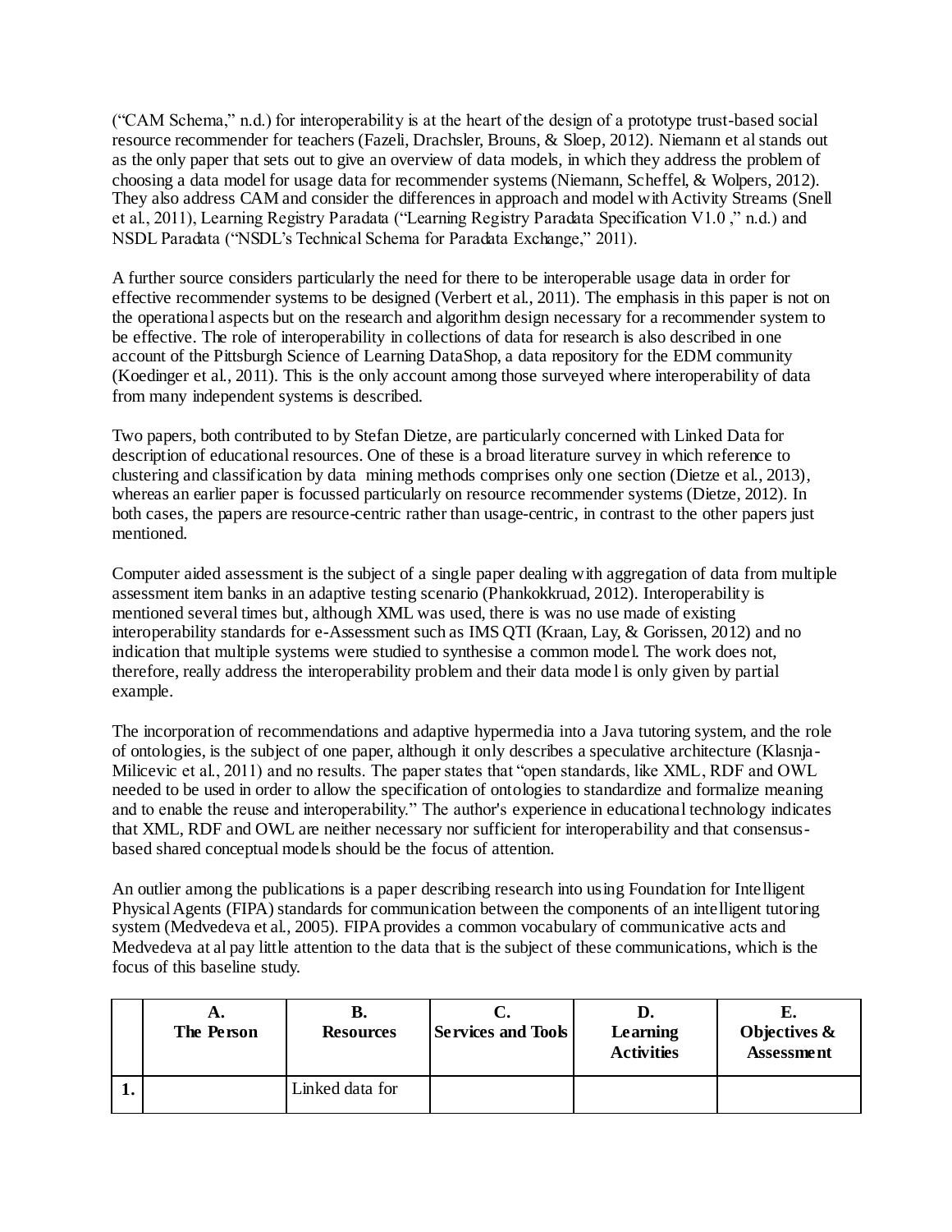("CAM Schema," n.d.) for interoperability is at the heart of the design of a prototype trust-based social resource recommender for teachers (Fazeli, Drachsler, Brouns, & Sloep, 2012). Niemann et al stands out as the only paper that sets out to give an overview of data models, in which they address the problem of choosing a data model for usage data for recommender systems (Niemann, Scheffel, & Wolpers, 2012). They also address CAM and consider the differences in approach and model with Activity Streams (Snell et al., 2011), Learning Registry Paradata ("Learning Registry Paradata Specification V1.0 ," n.d.) and NSDL Paradata ("NSDL's Technical Schema for Paradata Exchange," 2011).

A further source considers particularly the need for there to be interoperable usage data in order for effective recommender systems to be designed (Verbert et al., 2011). The emphasis in this paper is not on the operational aspects but on the research and algorithm design necessary for a recommender system to be effective. The role of interoperability in collections of data for research is also described in one account of the Pittsburgh Science of Learning DataShop, a data repository for the EDM community (Koedinger et al., 2011). This is the only account among those surveyed where interoperability of data from many independent systems is described.

Two papers, both contributed to by Stefan Dietze, are particularly concerned with Linked Data for description of educational resources. One of these is a broad literature survey in which reference to clustering and classification by data mining methods comprises only one section (Dietze et al., 2013), whereas an earlier paper is focussed particularly on resource recommender systems (Dietze, 2012). In both cases, the papers are resource-centric rather than usage-centric, in contrast to the other papers just mentioned.

Computer aided assessment is the subject of a single paper dealing with aggregation of data from multiple assessment item banks in an adaptive testing scenario (Phankokkruad, 2012). Interoperability is mentioned several times but, although XML was used, there is was no use made of existing interoperability standards for e-Assessment such as IMS QTI (Kraan, Lay, & Gorissen, 2012) and no indication that multiple systems were studied to synthesise a common model. The work does not, therefore, really address the interoperability problem and their data model is only given by partial example.

The incorporation of recommendations and adaptive hypermedia into a Java tutoring system, and the role of ontologies, is the subject of one paper, although it only describes a speculative architecture (Klasnja-Milicevic et al., 2011) and no results. The paper states that "open standards, like XML, RDF and OWL needed to be used in order to allow the specification of ontologies to standardize and formalize meaning and to enable the reuse and interoperability." The author's experience in educational technology indicates that XML, RDF and OWL are neither necessary nor sufficient for interoperability and that consensus-based shared conceptual models should be the focus of attention.

An outlier among the publications is a paper describing research into using Foundation for Intelligent Physical Agents (FIPA) standards for communication between the components of an intelligent tutoring system (Medvedeva et al., 2005). FIPA provides a common vocabulary of communicative acts and Medvedeva at al pay little attention to the data that is the subject of these communications, which is the focus of this baseline study.

| | **A.** **The Person** | **B.** **Resources** | **C.** **Services and Tools** | **D.** **Learning Activities** | **E.** **Objectives & Assessment** |
|---|---|---|---|---|---|
| **1.** | | Linked data for | | | |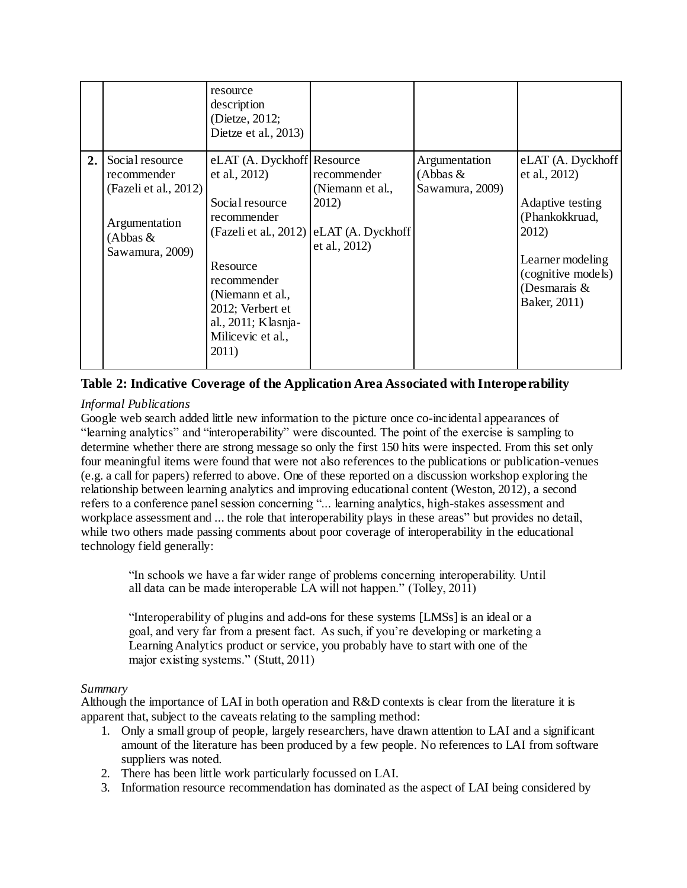| | | | | | |
|---|---|---|---|---|---|
| | | resource description (Dietze, 2012; Dietze et al., 2013) | | | |
| **2.** | Social resource recommender (Fazeli et al., 2012)<br><br>Argumentation (Abbas & Sawamura, 2009) | eLAT (A. Dyckhoff et al., 2012)<br><br>Social resource recommender (Fazeli et al., 2012)<br><br>Resource recommender (Niemann et al., 2012; Verbert et al., 2011; Klasnja-Milicevic et al., 2011) | Resource recommender (Niemann et al., 2012)<br><br>eLAT (A. Dyckhoff et al., 2012) | Argumentation (Abbas & Sawamura, 2009) | eLAT (A. Dyckhoff et al., 2012)<br><br>Adaptive testing (Phankokkruad, 2012)<br><br>Learner modeling (cognitive models) (Desmarais & Baker, 2011) |

**Table 2: Indicative Coverage of the Application Area Associated with Interoperability**

*Informal Publications*

Google web search added little new information to the picture once co-incidental appearances of "learning analytics" and "interoperability" were discounted. The point of the exercise is sampling to determine whether there are strong message so only the first 150 hits were inspected. From this set only four meaningful items were found that were not also references to the publications or publication-venues (e.g. a call for papers) referred to above. One of these reported on a discussion workshop exploring the relationship between learning analytics and improving educational content (Weston, 2012), a second refers to a conference panel session concerning "... learning analytics, high-stakes assessment and workplace assessment and ... the role that interoperability plays in these areas" but provides no detail, while two others made passing comments about poor coverage of interoperability in the educational technology field generally:

> "In schools we have a far wider range of problems concerning interoperability. Until all data can be made interoperable LA will not happen." (Tolley, 2011)

> "Interoperability of plugins and add-ons for these systems [LMSs] is an ideal or a goal, and very far from a present fact. As such, if you're developing or marketing a Learning Analytics product or service, you probably have to start with one of the major existing systems." (Stutt, 2011)

*Summary*

Although the importance of LAI in both operation and R&D contexts is clear from the literature it is apparent that, subject to the caveats relating to the sampling method:

1. Only a small group of people, largely researchers, have drawn attention to LAI and a significant amount of the literature has been produced by a few people. No references to LAI from software suppliers was noted.
2. There has been little work particularly focussed on LAI.
3. Information resource recommendation has dominated as the aspect of LAI being considered by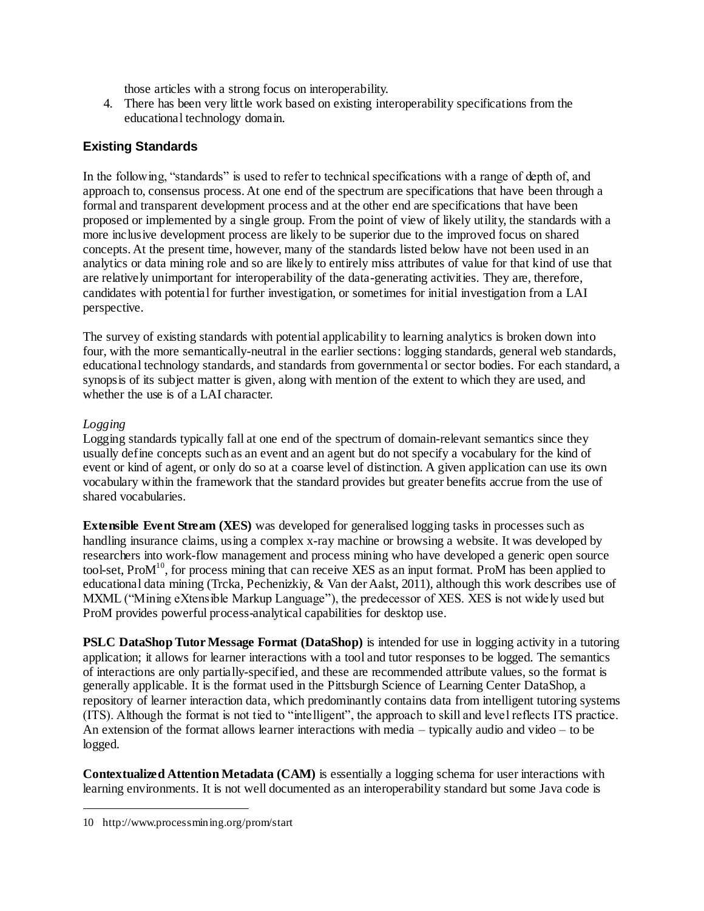those articles with a strong focus on interoperability.

4. There has been very little work based on existing interoperability specifications from the educational technology domain.

## Existing Standards

In the following, "standards" is used to refer to technical specifications with a range of depth of, and approach to, consensus process. At one end of the spectrum are specifications that have been through a formal and transparent development process and at the other end are specifications that have been proposed or implemented by a single group. From the point of view of likely utility, the standards with a more inclusive development process are likely to be superior due to the improved focus on shared concepts. At the present time, however, many of the standards listed below have not been used in an analytics or data mining role and so are likely to entirely miss attributes of value for that kind of use that are relatively unimportant for interoperability of the data-generating activities. They are, therefore, candidates with potential for further investigation, or sometimes for initial investigation from a LAI perspective.

The survey of existing standards with potential applicability to learning analytics is broken down into four, with the more semantically-neutral in the earlier sections: logging standards, general web standards, educational technology standards, and standards from governmental or sector bodies. For each standard, a synopsis of its subject matter is given, along with mention of the extent to which they are used, and whether the use is of a LAI character.

*Logging*

Logging standards typically fall at one end of the spectrum of domain-relevant semantics since they usually define concepts such as an event and an agent but do not specify a vocabulary for the kind of event or kind of agent, or only do so at a coarse level of distinction. A given application can use its own vocabulary within the framework that the standard provides but greater benefits accrue from the use of shared vocabularies.

**Extensible Event Stream (XES)** was developed for generalised logging tasks in processes such as handling insurance claims, using a complex x-ray machine or browsing a website. It was developed by researchers into work-flow management and process mining who have developed a generic open source tool-set, ProM[10], for process mining that can receive XES as an input format. ProM has been applied to educational data mining (Trcka, Pechenizkiy, & Van der Aalst, 2011), although this work describes use of MXML ("Mining eXtensible Markup Language"), the predecessor of XES. XES is not widely used but ProM provides powerful process-analytical capabilities for desktop use.

**PSLC DataShop Tutor Message Format (DataShop)** is intended for use in logging activity in a tutoring application; it allows for learner interactions with a tool and tutor responses to be logged. The semantics of interactions are only partially-specified, and these are recommended attribute values, so the format is generally applicable. It is the format used in the Pittsburgh Science of Learning Center DataShop, a repository of learner interaction data, which predominantly contains data from intelligent tutoring systems (ITS). Although the format is not tied to "intelligent", the approach to skill and level reflects ITS practice. An extension of the format allows learner interactions with media – typically audio and video – to be logged.

**Contextualized Attention Metadata (CAM)** is essentially a logging schema for user interactions with learning environments. It is not well documented as an interoperability standard but some Java code is

10 http://www.processmining.org/prom/start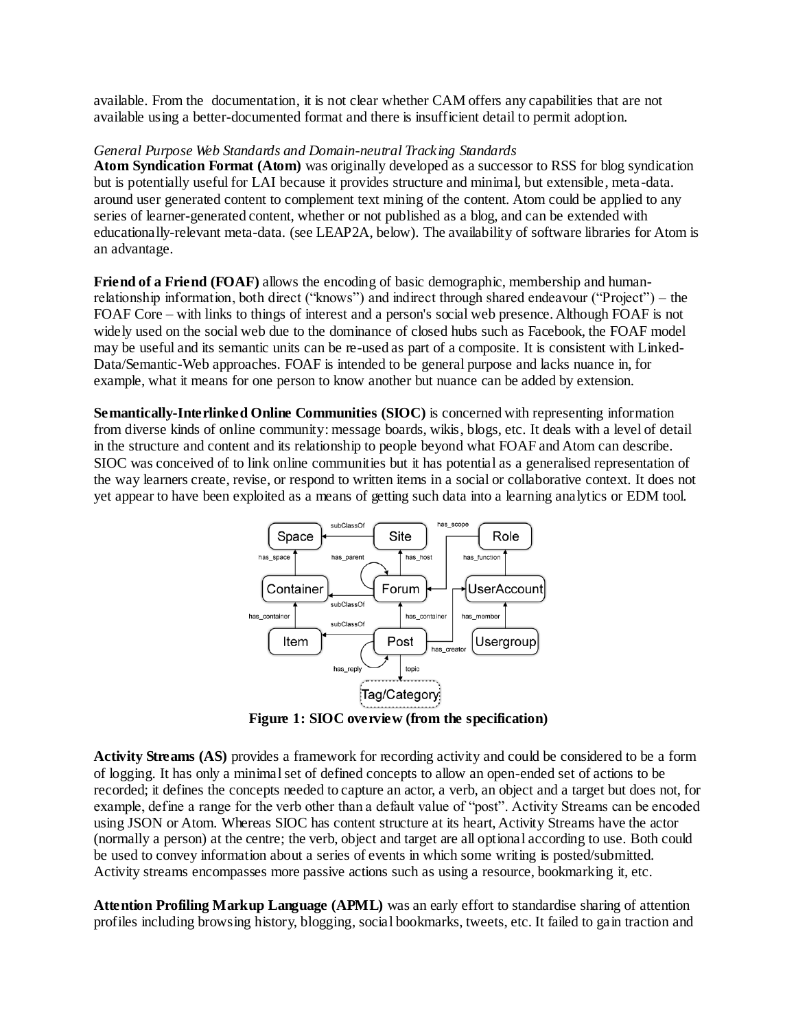available. From the documentation, it is not clear whether CAM offers any capabilities that are not available using a better-documented format and there is insufficient detail to permit adoption.

*General Purpose Web Standards and Domain-neutral Tracking Standards*

**Atom Syndication Format (Atom)** was originally developed as a successor to RSS for blog syndication but is potentially useful for LAI because it provides structure and minimal, but extensible, meta-data. around user generated content to complement text mining of the content. Atom could be applied to any series of learner-generated content, whether or not published as a blog, and can be extended with educationally-relevant meta-data. (see LEAP2A, below). The availability of software libraries for Atom is an advantage.

**Friend of a Friend (FOAF)** allows the encoding of basic demographic, membership and human-relationship information, both direct ("knows") and indirect through shared endeavour ("Project") – the FOAF Core – with links to things of interest and a person's social web presence. Although FOAF is not widely used on the social web due to the dominance of closed hubs such as Facebook, the FOAF model may be useful and its semantic units can be re-used as part of a composite. It is consistent with Linked-Data/Semantic-Web approaches. FOAF is intended to be general purpose and lacks nuance in, for example, what it means for one person to know another but nuance can be added by extension.

**Semantically-Interlinked Online Communities (SIOC)** is concerned with representing information from diverse kinds of online community: message boards, wikis, blogs, etc. It deals with a level of detail in the structure and content and its relationship to people beyond what FOAF and Atom can describe. SIOC was conceived of to link online communities but it has potential as a generalised representation of the way learners create, revise, or respond to written items in a social or collaborative context. It does not yet appear to have been exploited as a means of getting such data into a learning analytics or EDM tool.

**Figure 1: SIOC overview (from the specification)**

**Activity Streams (AS)** provides a framework for recording activity and could be considered to be a form of logging. It has only a minimal set of defined concepts to allow an open-ended set of actions to be recorded; it defines the concepts needed to capture an actor, a verb, an object and a target but does not, for example, define a range for the verb other than a default value of "post". Activity Streams can be encoded using JSON or Atom. Whereas SIOC has content structure at its heart, Activity Streams have the actor (normally a person) at the centre; the verb, object and target are all optional according to use. Both could be used to convey information about a series of events in which some writing is posted/submitted. Activity streams encompasses more passive actions such as using a resource, bookmarking it, etc.

**Attention Profiling Markup Language (APML)** was an early effort to standardise sharing of attention profiles including browsing history, blogging, social bookmarks, tweets, etc. It failed to gain traction and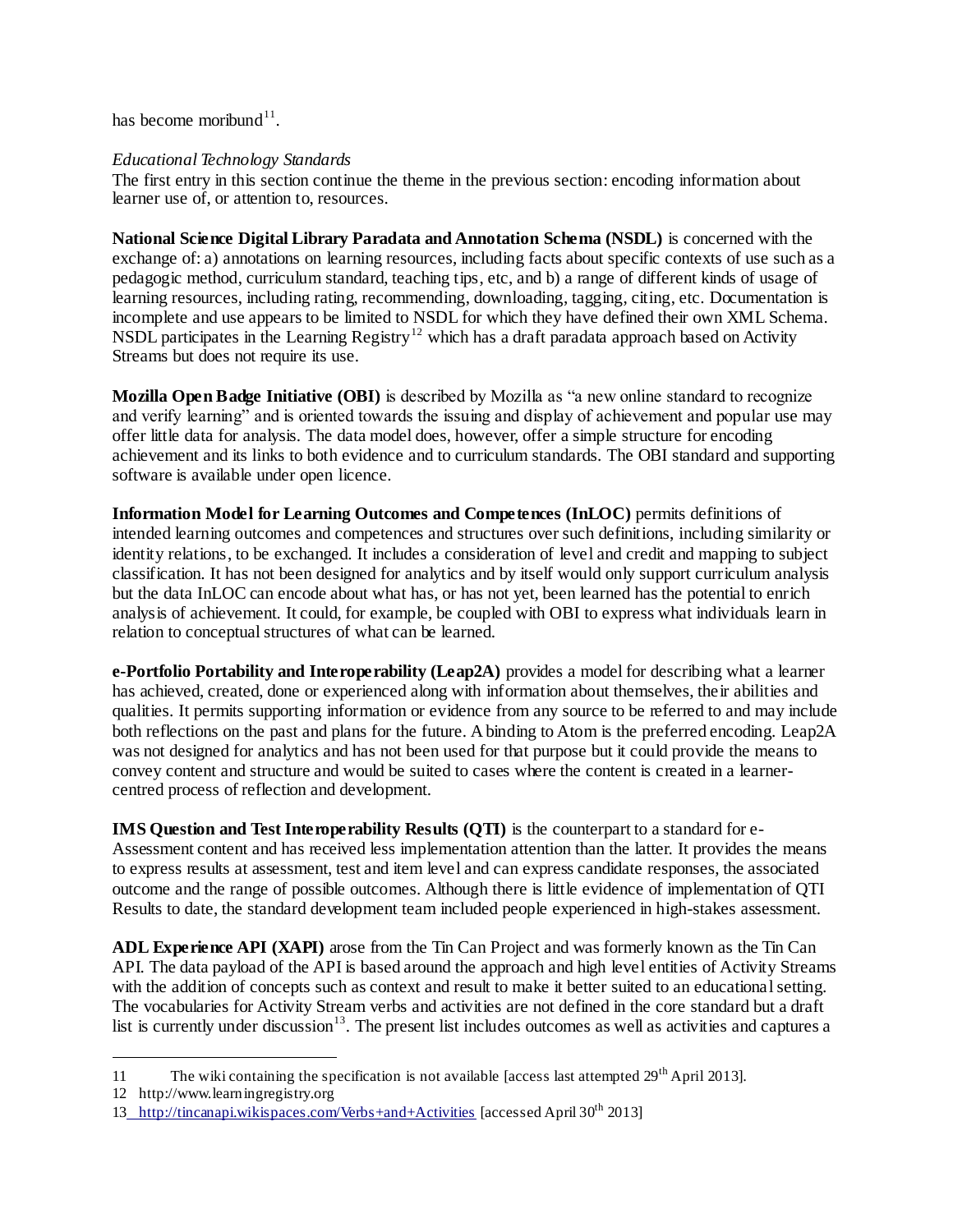has become moribund[11].

*Educational Technology Standards*
The first entry in this section continue the theme in the previous section: encoding information about learner use of, or attention to, resources.

**National Science Digital Library Paradata and Annotation Schema (NSDL)** is concerned with the exchange of: a) annotations on learning resources, including facts about specific contexts of use such as a pedagogic method, curriculum standard, teaching tips, etc, and b) a range of different kinds of usage of learning resources, including rating, recommending, downloading, tagging, citing, etc. Documentation is incomplete and use appears to be limited to NSDL for which they have defined their own XML Schema. NSDL participates in the Learning Registry[12] which has a draft paradata approach based on Activity Streams but does not require its use.

**Mozilla Open Badge Initiative (OBI)** is described by Mozilla as "a new online standard to recognize and verify learning" and is oriented towards the issuing and display of achievement and popular use may offer little data for analysis. The data model does, however, offer a simple structure for encoding achievement and its links to both evidence and to curriculum standards. The OBI standard and supporting software is available under open licence.

**Information Model for Learning Outcomes and Competences (InLOC)** permits definitions of intended learning outcomes and competences and structures over such definitions, including similarity or identity relations, to be exchanged. It includes a consideration of level and credit and mapping to subject classification. It has not been designed for analytics and by itself would only support curriculum analysis but the data InLOC can encode about what has, or has not yet, been learned has the potential to enrich analysis of achievement. It could, for example, be coupled with OBI to express what individuals learn in relation to conceptual structures of what can be learned.

**e-Portfolio Portability and Interoperability (Leap2A)** provides a model for describing what a learner has achieved, created, done or experienced along with information about themselves, their abilities and qualities. It permits supporting information or evidence from any source to be referred to and may include both reflections on the past and plans for the future. A binding to Atom is the preferred encoding. Leap2A was not designed for analytics and has not been used for that purpose but it could provide the means to convey content and structure and would be suited to cases where the content is created in a learner-centred process of reflection and development.

**IMS Question and Test Interoperability Results (QTI)** is the counterpart to a standard for e-Assessment content and has received less implementation attention than the latter. It provides the means to express results at assessment, test and item level and can express candidate responses, the associated outcome and the range of possible outcomes. Although there is little evidence of implementation of QTI Results to date, the standard development team included people experienced in high-stakes assessment.

**ADL Experience API (XAPI)** arose from the Tin Can Project and was formerly known as the Tin Can API. The data payload of the API is based around the approach and high level entities of Activity Streams with the addition of concepts such as context and result to make it better suited to an educational setting. The vocabularies for Activity Stream verbs and activities are not defined in the core standard but a draft list is currently under discussion[13]. The present list includes outcomes as well as activities and captures a

---

11 The wiki containing the specification is not available [access last attempted 29th April 2013].

12 http://www.learningregistry.org

13 http://tincanapi.wikispaces.com/Verbs+and+Activities [accessed April 30th 2013]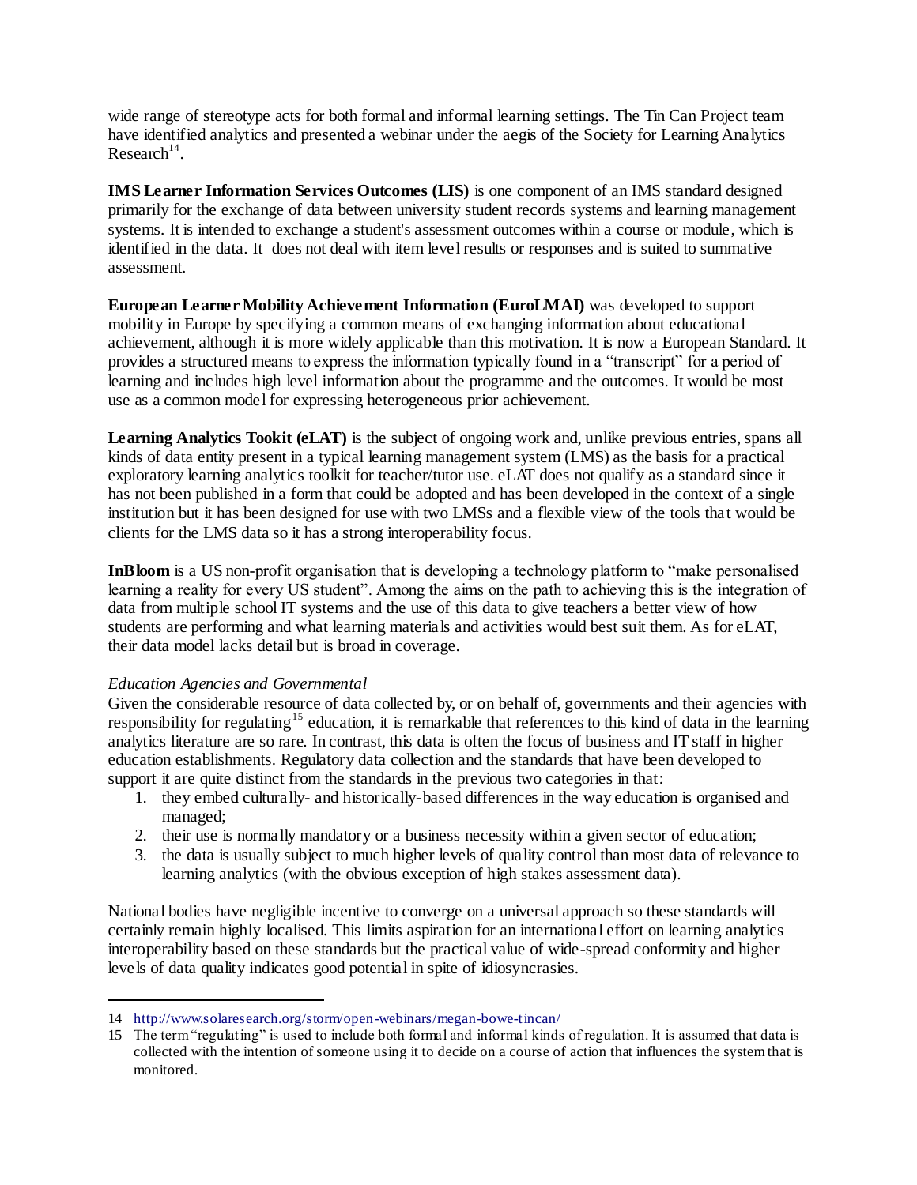wide range of stereotype acts for both formal and informal learning settings. The Tin Can Project team have identified analytics and presented a webinar under the aegis of the Society for Learning Analytics Research[14].

**IMS Learner Information Services Outcomes (LIS)** is one component of an IMS standard designed primarily for the exchange of data between university student records systems and learning management systems. It is intended to exchange a student's assessment outcomes within a course or module, which is identified in the data. It does not deal with item level results or responses and is suited to summative assessment.

**European Learner Mobility Achievement Information (EuroLMAI)** was developed to support mobility in Europe by specifying a common means of exchanging information about educational achievement, although it is more widely applicable than this motivation. It is now a European Standard. It provides a structured means to express the information typically found in a "transcript" for a period of learning and includes high level information about the programme and the outcomes. It would be most use as a common model for expressing heterogeneous prior achievement.

**Learning Analytics Tookit (eLAT)** is the subject of ongoing work and, unlike previous entries, spans all kinds of data entity present in a typical learning management system (LMS) as the basis for a practical exploratory learning analytics toolkit for teacher/tutor use. eLAT does not qualify as a standard since it has not been published in a form that could be adopted and has been developed in the context of a single institution but it has been designed for use with two LMSs and a flexible view of the tools that would be clients for the LMS data so it has a strong interoperability focus.

**InBloom** is a US non-profit organisation that is developing a technology platform to "make personalised learning a reality for every US student". Among the aims on the path to achieving this is the integration of data from multiple school IT systems and the use of this data to give teachers a better view of how students are performing and what learning materials and activities would best suit them. As for eLAT, their data model lacks detail but is broad in coverage.

*Education Agencies and Governmental*

Given the considerable resource of data collected by, or on behalf of, governments and their agencies with responsibility for regulating[15] education, it is remarkable that references to this kind of data in the learning analytics literature are so rare. In contrast, this data is often the focus of business and IT staff in higher education establishments. Regulatory data collection and the standards that have been developed to support it are quite distinct from the standards in the previous two categories in that:

1. they embed culturally- and historically-based differences in the way education is organised and managed;
2. their use is normally mandatory or a business necessity within a given sector of education;
3. the data is usually subject to much higher levels of quality control than most data of relevance to learning analytics (with the obvious exception of high stakes assessment data).

National bodies have negligible incentive to converge on a universal approach so these standards will certainly remain highly localised. This limits aspiration for an international effort on learning analytics interoperability based on these standards but the practical value of wide-spread conformity and higher levels of data quality indicates good potential in spite of idiosyncrasies.

---

14 http://www.solaresearch.org/storm/open-webinars/megan-bowe-tincan/

15 The term "regulating" is used to include both formal and informal kinds of regulation. It is assumed that data is collected with the intention of someone using it to decide on a course of action that influences the system that is monitored.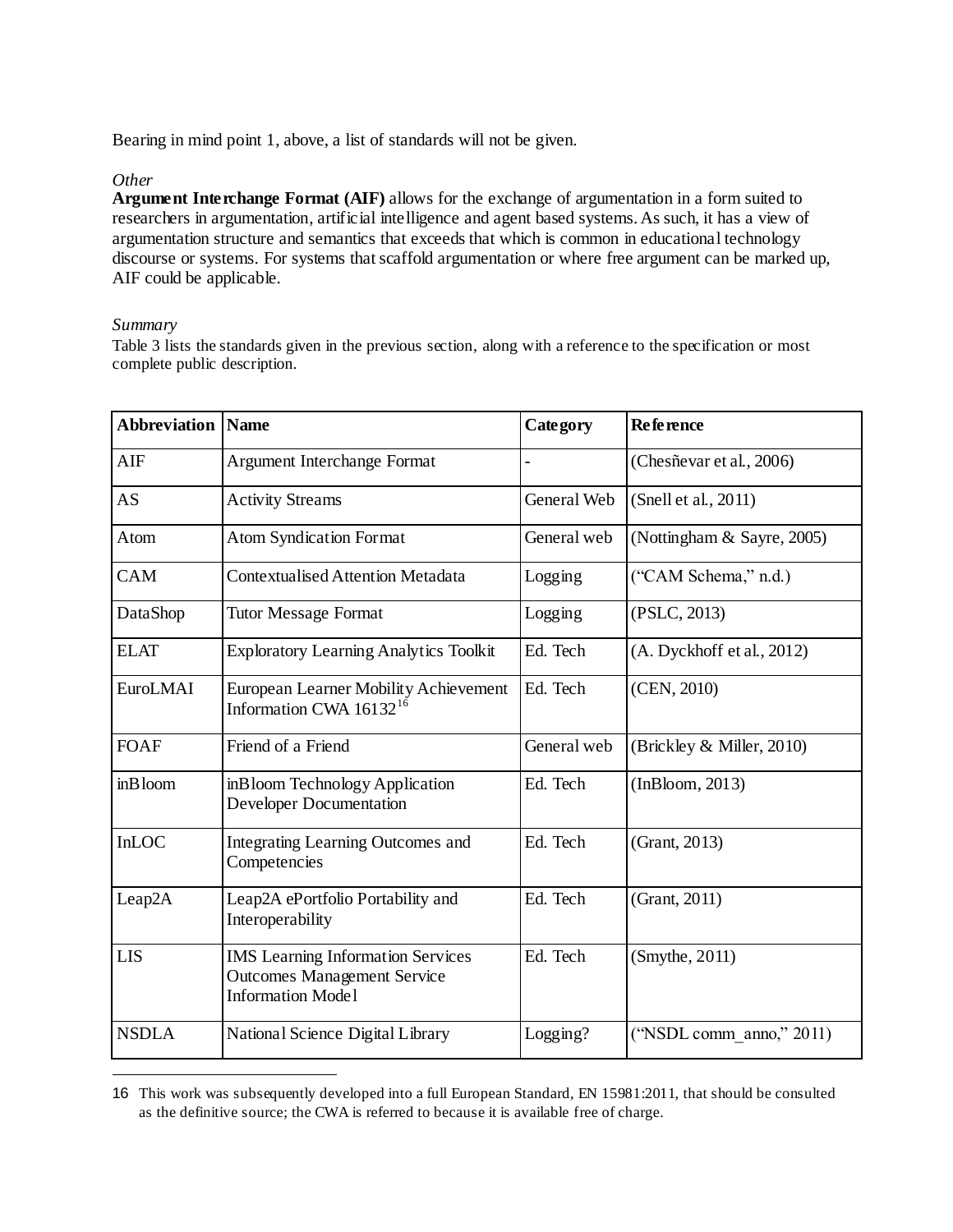Bearing in mind point 1, above, a list of standards will not be given.

*Other*

**Argument Interchange Format (AIF)** allows for the exchange of argumentation in a form suited to researchers in argumentation, artificial intelligence and agent based systems. As such, it has a view of argumentation structure and semantics that exceeds that which is common in educational technology discourse or systems. For systems that scaffold argumentation or where free argument can be marked up, AIF could be applicable.

*Summary*

Table 3 lists the standards given in the previous section, along with a reference to the specification or most complete public description.

| Abbreviation | Name | Category | Reference |
|---|---|---|---|
| AIF | Argument Interchange Format | - | (Chesñevar et al., 2006) |
| AS | Activity Streams | General Web | (Snell et al., 2011) |
| Atom | Atom Syndication Format | General web | (Nottingham & Sayre, 2005) |
| CAM | Contextualised Attention Metadata | Logging | ("CAM Schema," n.d.) |
| DataShop | Tutor Message Format | Logging | (PSLC, 2013) |
| ELAT | Exploratory Learning Analytics Toolkit | Ed. Tech | (A. Dyckhoff et al., 2012) |
| EuroLMAI | European Learner Mobility Achievement Information CWA 16132[16] | Ed. Tech | (CEN, 2010) |
| FOAF | Friend of a Friend | General web | (Brickley & Miller, 2010) |
| inBloom | inBloom Technology Application Developer Documentation | Ed. Tech | (InBloom, 2013) |
| InLOC | Integrating Learning Outcomes and Competencies | Ed. Tech | (Grant, 2013) |
| Leap2A | Leap2A ePortfolio Portability and Interoperability | Ed. Tech | (Grant, 2011) |
| LIS | IMS Learning Information Services Outcomes Management Service Information Model | Ed. Tech | (Smythe, 2011) |
| NSDLA | National Science Digital Library | Logging? | ("NSDL comm_anno," 2011) |

16 This work was subsequently developed into a full European Standard, EN 15981:2011, that should be consulted as the definitive source; the CWA is referred to because it is available free of charge.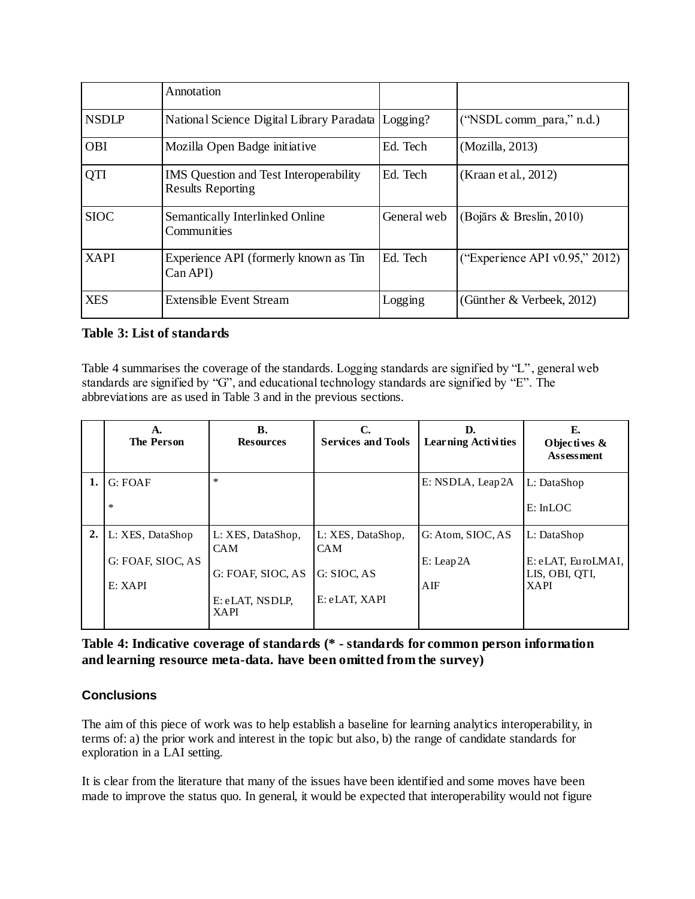| | Annotation | | |
|---|---|---|---|
| NSDLP | National Science Digital Library Paradata | Logging? | ("NSDL comm_para," n.d.) |
| OBI | Mozilla Open Badge initiative | Ed. Tech | (Mozilla, 2013) |
| QTI | IMS Question and Test Interoperability Results Reporting | Ed. Tech | (Kraan et al., 2012) |
| SIOC | Semantically Interlinked Online Communities | General web | (Bojārs & Breslin, 2010) |
| XAPI | Experience API (formerly known as Tin Can API) | Ed. Tech | ("Experience API v0.95," 2012) |
| XES | Extensible Event Stream | Logging | (Günther & Verbeek, 2012) |

**Table 3: List of standards**

Table 4 summarises the coverage of the standards. Logging standards are signified by "L", general web standards are signified by "G", and educational technology standards are signified by "E". The abbreviations are as used in Table 3 and in the previous sections.

| | A. The Person | B. Resources | C. Services and Tools | D. Learning Activities | E. Objectives & Assessment |
|---|---|---|---|---|---|
| 1. | G: FOAF<br>* | * | | E: NSDLA, Leap2A | L: DataShop<br>E: InLOC |
| 2. | L: XES, DataShop<br>G: FOAF, SIOC, AS<br>E: XAPI | L: XES, DataShop, CAM<br>G: FOAF, SIOC, AS<br>E: eLAT, NSDLP, XAPI | L: XES, DataShop, CAM<br>G: SIOC, AS<br>E: eLAT, XAPI | G: Atom, SIOC, AS<br>E: Leap2A<br>AIF | L: DataShop<br>E: eLAT, EuroLMAI, LIS, OBI, QTI, XAPI |

**Table 4: Indicative coverage of standards (* - standards for common person information and learning resource meta-data. have been omitted from the survey)**

## Conclusions

The aim of this piece of work was to help establish a baseline for learning analytics interoperability, in terms of: a) the prior work and interest in the topic but also, b) the range of candidate standards for exploration in a LAI setting.

It is clear from the literature that many of the issues have been identified and some moves have been made to improve the status quo. In general, it would be expected that interoperability would not figure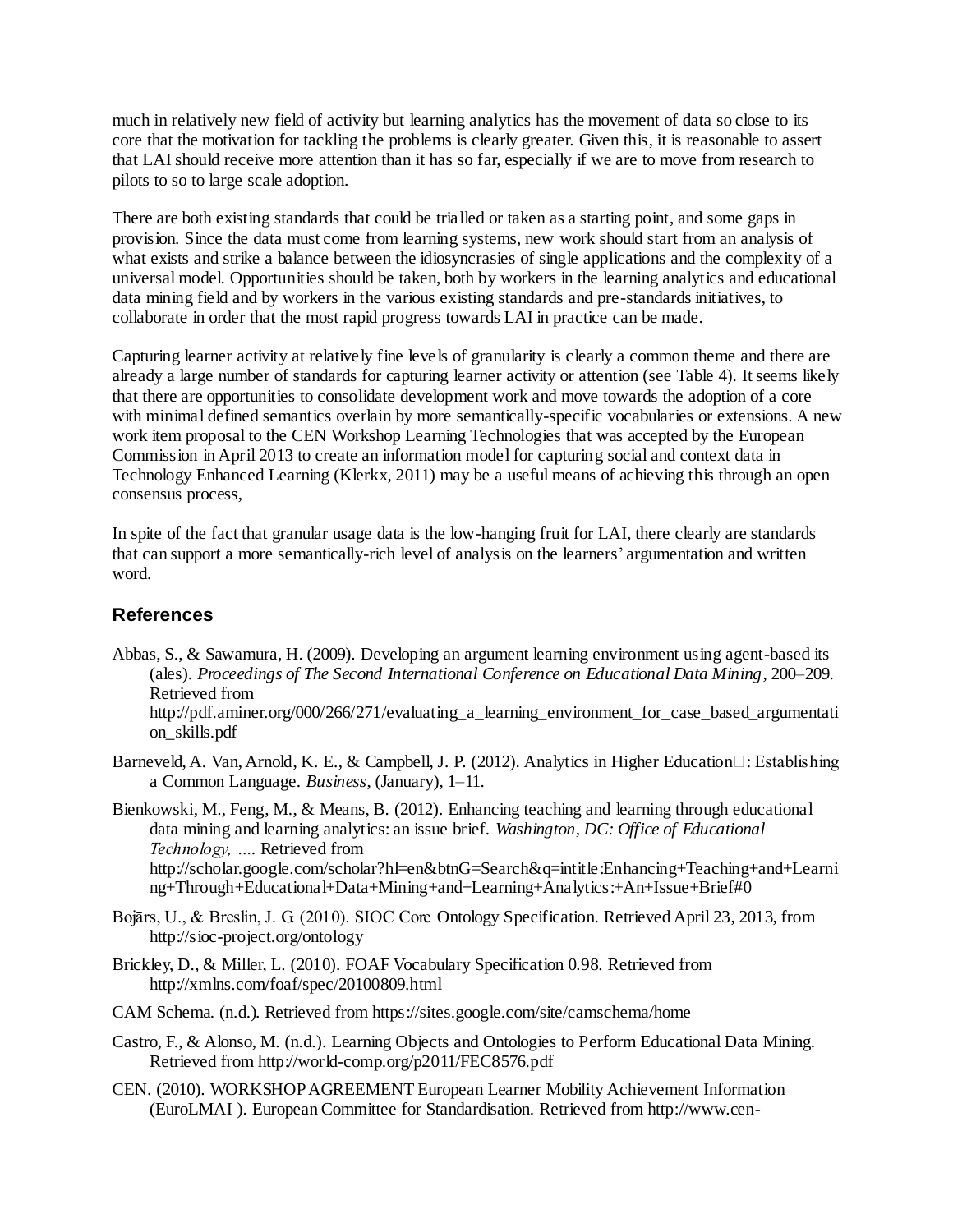much in relatively new field of activity but learning analytics has the movement of data so close to its core that the motivation for tackling the problems is clearly greater. Given this, it is reasonable to assert that LAI should receive more attention than it has so far, especially if we are to move from research to pilots to so to large scale adoption.

There are both existing standards that could be trialled or taken as a starting point, and some gaps in provision. Since the data must come from learning systems, new work should start from an analysis of what exists and strike a balance between the idiosyncrasies of single applications and the complexity of a universal model. Opportunities should be taken, both by workers in the learning analytics and educational data mining field and by workers in the various existing standards and pre-standards initiatives, to collaborate in order that the most rapid progress towards LAI in practice can be made.

Capturing learner activity at relatively fine levels of granularity is clearly a common theme and there are already a large number of standards for capturing learner activity or attention (see Table 4). It seems likely that there are opportunities to consolidate development work and move towards the adoption of a core with minimal defined semantics overlain by more semantically-specific vocabularies or extensions. A new work item proposal to the CEN Workshop Learning Technologies that was accepted by the European Commission in April 2013 to create an information model for capturing social and context data in Technology Enhanced Learning (Klerkx, 2011) may be a useful means of achieving this through an open consensus process,

In spite of the fact that granular usage data is the low-hanging fruit for LAI, there clearly are standards that can support a more semantically-rich level of analysis on the learners' argumentation and written word.

## References

Abbas, S., & Sawamura, H. (2009). Developing an argument learning environment using agent-based its (ales). *Proceedings of The Second International Conference on Educational Data Mining*, 200–209. Retrieved from http://pdf.aminer.org/000/266/271/evaluating_a_learning_environment_for_case_based_argumentation_skills.pdf

Barneveld, A. Van, Arnold, K. E., & Campbell, J. P. (2012). Analytics in Higher Education□: Establishing a Common Language. *Business*, (January), 1–11.

Bienkowski, M., Feng, M., & Means, B. (2012). Enhancing teaching and learning through educational data mining and learning analytics: an issue brief. *Washington, DC: Office of Educational Technology, ...*. Retrieved from http://scholar.google.com/scholar?hl=en&btnG=Search&q=intitle:Enhancing+Teaching+and+Learning+Through+Educational+Data+Mining+and+Learning+Analytics:+An+Issue+Brief#0

Bojārs, U., & Breslin, J. G. (2010). SIOC Core Ontology Specification. Retrieved April 23, 2013, from http://sioc-project.org/ontology

Brickley, D., & Miller, L. (2010). FOAF Vocabulary Specification 0.98. Retrieved from http://xmlns.com/foaf/spec/20100809.html

CAM Schema. (n.d.). Retrieved from https://sites.google.com/site/camschema/home

Castro, F., & Alonso, M. (n.d.). Learning Objects and Ontologies to Perform Educational Data Mining. Retrieved from http://world-comp.org/p2011/FEC8576.pdf

CEN. (2010). WORKSHOP AGREEMENT European Learner Mobility Achievement Information (EuroLMAI ). European Committee for Standardisation. Retrieved from http://www.cen-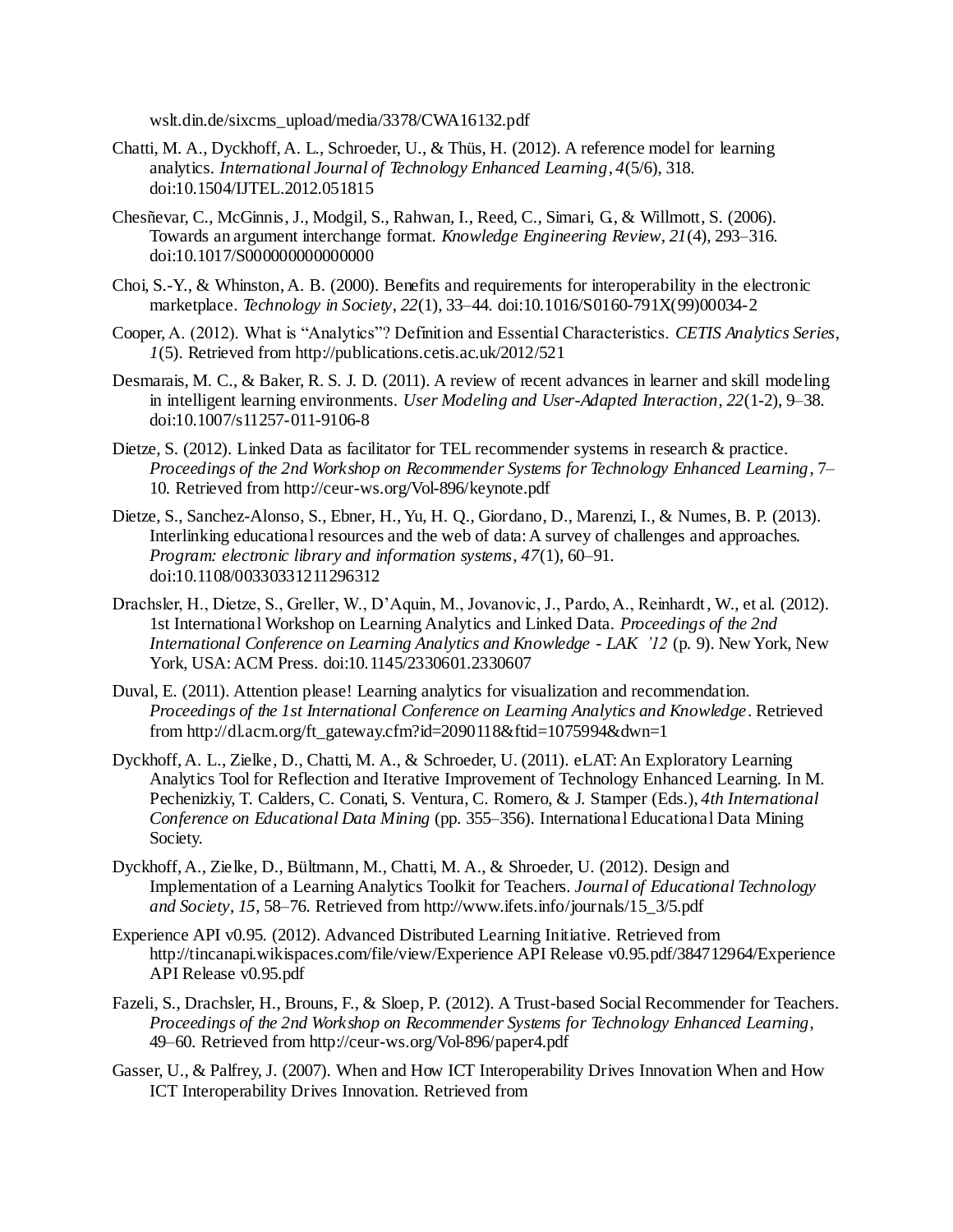wslt.din.de/sixcms_upload/media/3378/CWA16132.pdf

Chatti, M. A., Dyckhoff, A. L., Schroeder, U., & Thüs, H. (2012). A reference model for learning analytics. *International Journal of Technology Enhanced Learning*, *4*(5/6), 318. doi:10.1504/IJTEL.2012.051815

Chesñevar, C., McGinnis, J., Modgil, S., Rahwan, I., Reed, C., Simari, G., & Willmott, S. (2006). Towards an argument interchange format. *Knowledge Engineering Review*, *21*(4), 293–316. doi:10.1017/S000000000000000

Choi, S.-Y., & Whinston, A. B. (2000). Benefits and requirements for interoperability in the electronic marketplace. *Technology in Society*, *22*(1), 33–44. doi:10.1016/S0160-791X(99)00034-2

Cooper, A. (2012). What is "Analytics"? Definition and Essential Characteristics. *CETIS Analytics Series*, *1*(5). Retrieved from http://publications.cetis.ac.uk/2012/521

Desmarais, M. C., & Baker, R. S. J. D. (2011). A review of recent advances in learner and skill modeling in intelligent learning environments. *User Modeling and User-Adapted Interaction*, *22*(1-2), 9–38. doi:10.1007/s11257-011-9106-8

Dietze, S. (2012). Linked Data as facilitator for TEL recommender systems in research & practice. *Proceedings of the 2nd Workshop on Recommender Systems for Technology Enhanced Learning*, 7–10. Retrieved from http://ceur-ws.org/Vol-896/keynote.pdf

Dietze, S., Sanchez-Alonso, S., Ebner, H., Yu, H. Q., Giordano, D., Marenzi, I., & Numes, B. P. (2013). Interlinking educational resources and the web of data: A survey of challenges and approaches. *Program: electronic library and information systems*, *47*(1), 60–91. doi:10.1108/00330331211296312

Drachsler, H., Dietze, S., Greller, W., D'Aquin, M., Jovanovic, J., Pardo, A., Reinhardt, W., et al. (2012). 1st International Workshop on Learning Analytics and Linked Data. *Proceedings of the 2nd International Conference on Learning Analytics and Knowledge - LAK '12* (p. 9). New York, New York, USA: ACM Press. doi:10.1145/2330601.2330607

Duval, E. (2011). Attention please! Learning analytics for visualization and recommendation. *Proceedings of the 1st International Conference on Learning Analytics and Knowledge*. Retrieved from http://dl.acm.org/ft_gateway.cfm?id=2090118&ftid=1075994&dwn=1

Dyckhoff, A. L., Zielke, D., Chatti, M. A., & Schroeder, U. (2011). eLAT: An Exploratory Learning Analytics Tool for Reflection and Iterative Improvement of Technology Enhanced Learning. In M. Pechenizkiy, T. Calders, C. Conati, S. Ventura, C. Romero, & J. Stamper (Eds.), *4th International Conference on Educational Data Mining* (pp. 355–356). International Educational Data Mining Society.

Dyckhoff, A., Zielke, D., Bültmann, M., Chatti, M. A., & Shroeder, U. (2012). Design and Implementation of a Learning Analytics Toolkit for Teachers. *Journal of Educational Technology and Society*, *15*, 58–76. Retrieved from http://www.ifets.info/journals/15_3/5.pdf

Experience API v0.95. (2012). Advanced Distributed Learning Initiative. Retrieved from http://tincanapi.wikispaces.com/file/view/Experience API Release v0.95.pdf/384712964/Experience API Release v0.95.pdf

Fazeli, S., Drachsler, H., Brouns, F., & Sloep, P. (2012). A Trust-based Social Recommender for Teachers. *Proceedings of the 2nd Workshop on Recommender Systems for Technology Enhanced Learning*, 49–60. Retrieved from http://ceur-ws.org/Vol-896/paper4.pdf

Gasser, U., & Palfrey, J. (2007). When and How ICT Interoperability Drives Innovation When and How ICT Interoperability Drives Innovation. Retrieved from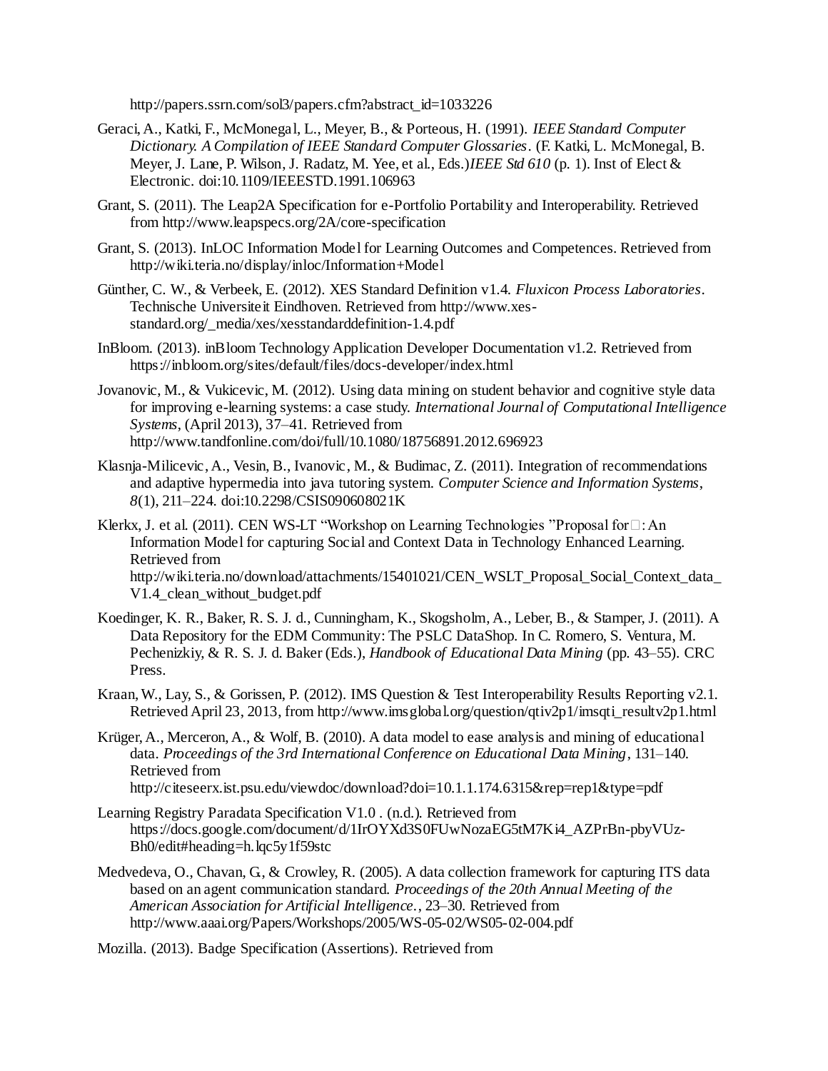http://papers.ssrn.com/sol3/papers.cfm?abstract_id=1033226

Geraci, A., Katki, F., McMonegal, L., Meyer, B., & Porteous, H. (1991). *IEEE Standard Computer Dictionary. A Compilation of IEEE Standard Computer Glossaries*. (F. Katki, L. McMonegal, B. Meyer, J. Lane, P. Wilson, J. Radatz, M. Yee, et al., Eds.)*IEEE Std 610* (p. 1). Inst of Elect & Electronic. doi:10.1109/IEEESTD.1991.106963

Grant, S. (2011). The Leap2A Specification for e-Portfolio Portability and Interoperability. Retrieved from http://www.leapspecs.org/2A/core-specification

Grant, S. (2013). InLOC Information Model for Learning Outcomes and Competences. Retrieved from http://wiki.teria.no/display/inloc/Information+Model

Günther, C. W., & Verbeek, E. (2012). XES Standard Definition v1.4. *Fluxicon Process Laboratories*. Technische Universiteit Eindhoven. Retrieved from http://www.xes-standard.org/_media/xes/xesstandarddefinition-1.4.pdf

InBloom. (2013). inBloom Technology Application Developer Documentation v1.2. Retrieved from https://inbloom.org/sites/default/files/docs-developer/index.html

Jovanovic, M., & Vukicevic, M. (2012). Using data mining on student behavior and cognitive style data for improving e-learning systems: a case study. *International Journal of Computational Intelligence Systems*, (April 2013), 37–41. Retrieved from http://www.tandfonline.com/doi/full/10.1080/18756891.2012.696923

Klasnja-Milicevic, A., Vesin, B., Ivanovic, M., & Budimac, Z. (2011). Integration of recommendations and adaptive hypermedia into java tutoring system. *Computer Science and Information Systems*, *8*(1), 211–224. doi:10.2298/CSIS090608021K

Klerkx, J. et al. (2011). CEN WS-LT "Workshop on Learning Technologies "Proposal for□: An Information Model for capturing Social and Context Data in Technology Enhanced Learning. Retrieved from http://wiki.teria.no/download/attachments/15401021/CEN_WSLT_Proposal_Social_Context_data_V1.4_clean_without_budget.pdf

Koedinger, K. R., Baker, R. S. J. d., Cunningham, K., Skogsholm, A., Leber, B., & Stamper, J. (2011). A Data Repository for the EDM Community: The PSLC DataShop. In C. Romero, S. Ventura, M. Pechenizkiy, & R. S. J. d. Baker (Eds.), *Handbook of Educational Data Mining* (pp. 43–55). CRC Press.

Kraan, W., Lay, S., & Gorissen, P. (2012). IMS Question & Test Interoperability Results Reporting v2.1. Retrieved April 23, 2013, from http://www.imsglobal.org/question/qtiv2p1/imsqti_resultv2p1.html

Krüger, A., Merceron, A., & Wolf, B. (2010). A data model to ease analysis and mining of educational data. *Proceedings of the 3rd International Conference on Educational Data Mining*, 131–140. Retrieved from http://citeseerx.ist.psu.edu/viewdoc/download?doi=10.1.1.174.6315&rep=rep1&type=pdf

Learning Registry Paradata Specification V1.0 . (n.d.). Retrieved from https://docs.google.com/document/d/1IrOYXd3S0FUwNozaEG5tM7Ki4_AZPrBn-pbyVUz-Bh0/edit#heading=h.lqc5y1f59stc

Medvedeva, O., Chavan, G., & Crowley, R. (2005). A data collection framework for capturing ITS data based on an agent communication standard. *Proceedings of the 20th Annual Meeting of the American Association for Artificial Intelligence.*, 23–30. Retrieved from http://www.aaai.org/Papers/Workshops/2005/WS-05-02/WS05-02-004.pdf

Mozilla. (2013). Badge Specification (Assertions). Retrieved from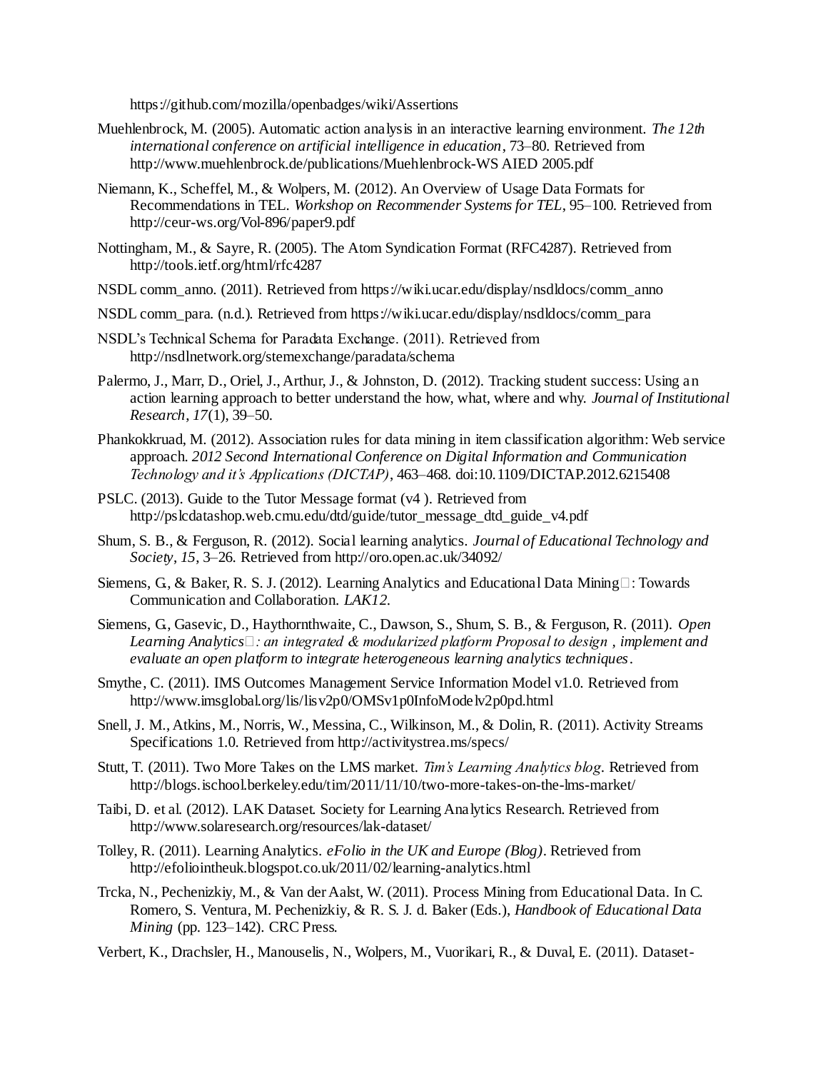https://github.com/mozilla/openbadges/wiki/Assertions

Muehlenbrock, M. (2005). Automatic action analysis in an interactive learning environment. *The 12th international conference on artificial intelligence in education*, 73–80. Retrieved from http://www.muehlenbrock.de/publications/Muehlenbrock-WS AIED 2005.pdf

Niemann, K., Scheffel, M., & Wolpers, M. (2012). An Overview of Usage Data Formats for Recommendations in TEL. *Workshop on Recommender Systems for TEL*, 95–100. Retrieved from http://ceur-ws.org/Vol-896/paper9.pdf

Nottingham, M., & Sayre, R. (2005). The Atom Syndication Format (RFC4287). Retrieved from http://tools.ietf.org/html/rfc4287

NSDL comm_anno. (2011). Retrieved from https://wiki.ucar.edu/display/nsdldocs/comm_anno

NSDL comm_para. (n.d.). Retrieved from https://wiki.ucar.edu/display/nsdldocs/comm_para

NSDL's Technical Schema for Paradata Exchange. (2011). Retrieved from http://nsdlnetwork.org/stemexchange/paradata/schema

Palermo, J., Marr, D., Oriel, J., Arthur, J., & Johnston, D. (2012). Tracking student success: Using an action learning approach to better understand the how, what, where and why. *Journal of Institutional Research*, *17*(1), 39–50.

Phankokkruad, M. (2012). Association rules for data mining in item classification algorithm: Web service approach. *2012 Second International Conference on Digital Information and Communication Technology and it's Applications (DICTAP)*, 463–468. doi:10.1109/DICTAP.2012.6215408

PSLC. (2013). Guide to the Tutor Message format (v4 ). Retrieved from http://pslcdatashop.web.cmu.edu/dtd/guide/tutor_message_dtd_guide_v4.pdf

Shum, S. B., & Ferguson, R. (2012). Social learning analytics. *Journal of Educational Technology and Society*, *15*, 3–26. Retrieved from http://oro.open.ac.uk/34092/

Siemens, G., & Baker, R. S. J. (2012). Learning Analytics and Educational Data Mining : Towards Communication and Collaboration. *LAK12*.

Siemens, G., Gasevic, D., Haythornthwaite, C., Dawson, S., Shum, S. B., & Ferguson, R. (2011). *Open Learning Analytics : an integrated & modularized platform Proposal to design , implement and evaluate an open platform to integrate heterogeneous learning analytics techniques*.

Smythe, C. (2011). IMS Outcomes Management Service Information Model v1.0. Retrieved from http://www.imsglobal.org/lis/lisv2p0/OMSv1p0InfoModelv2p0pd.html

Snell, J. M., Atkins, M., Norris, W., Messina, C., Wilkinson, M., & Dolin, R. (2011). Activity Streams Specifications 1.0. Retrieved from http://activitystrea.ms/specs/

Stutt, T. (2011). Two More Takes on the LMS market. *Tim's Learning Analytics blog*. Retrieved from http://blogs.ischool.berkeley.edu/tim/2011/11/10/two-more-takes-on-the-lms-market/

Taibi, D. et al. (2012). LAK Dataset. Society for Learning Analytics Research. Retrieved from http://www.solaresearch.org/resources/lak-dataset/

Tolley, R. (2011). Learning Analytics. *eFolio in the UK and Europe (Blog)*. Retrieved from http://efoliointheuk.blogspot.co.uk/2011/02/learning-analytics.html

Trcka, N., Pechenizkiy, M., & Van der Aalst, W. (2011). Process Mining from Educational Data. In C. Romero, S. Ventura, M. Pechenizkiy, & R. S. J. d. Baker (Eds.), *Handbook of Educational Data Mining* (pp. 123–142). CRC Press.

Verbert, K., Drachsler, H., Manouselis, N., Wolpers, M., Vuorikari, R., & Duval, E. (2011). Dataset-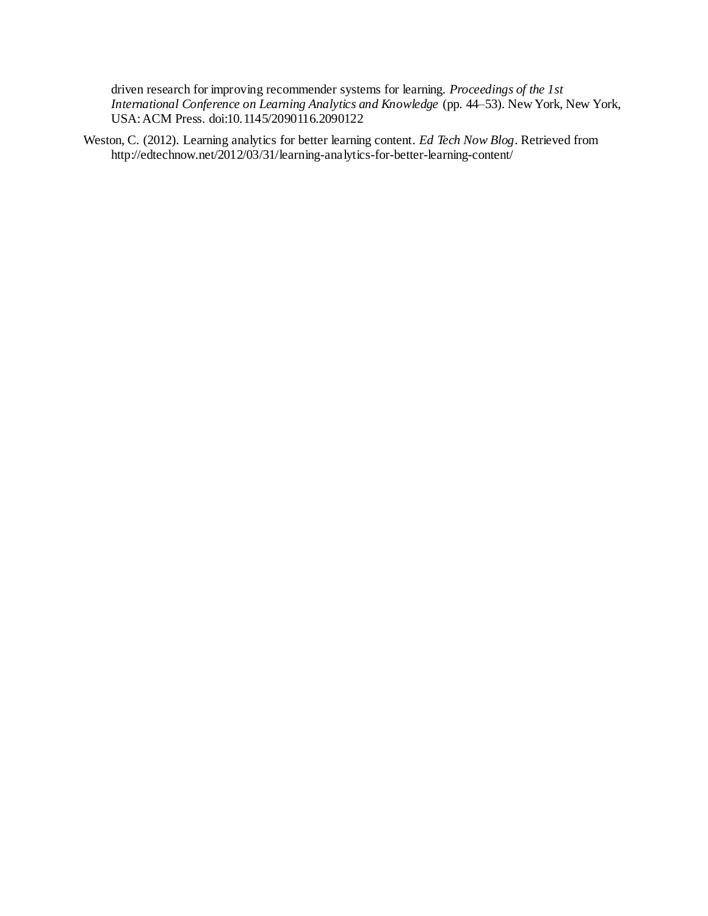driven research for improving recommender systems for learning. *Proceedings of the 1st International Conference on Learning Analytics and Knowledge* (pp. 44–53). New York, New York, USA: ACM Press. doi:10.1145/2090116.2090122

Weston, C. (2012). Learning analytics for better learning content. *Ed Tech Now Blog*. Retrieved from http://edtechnow.net/2012/03/31/learning-analytics-for-better-learning-content/